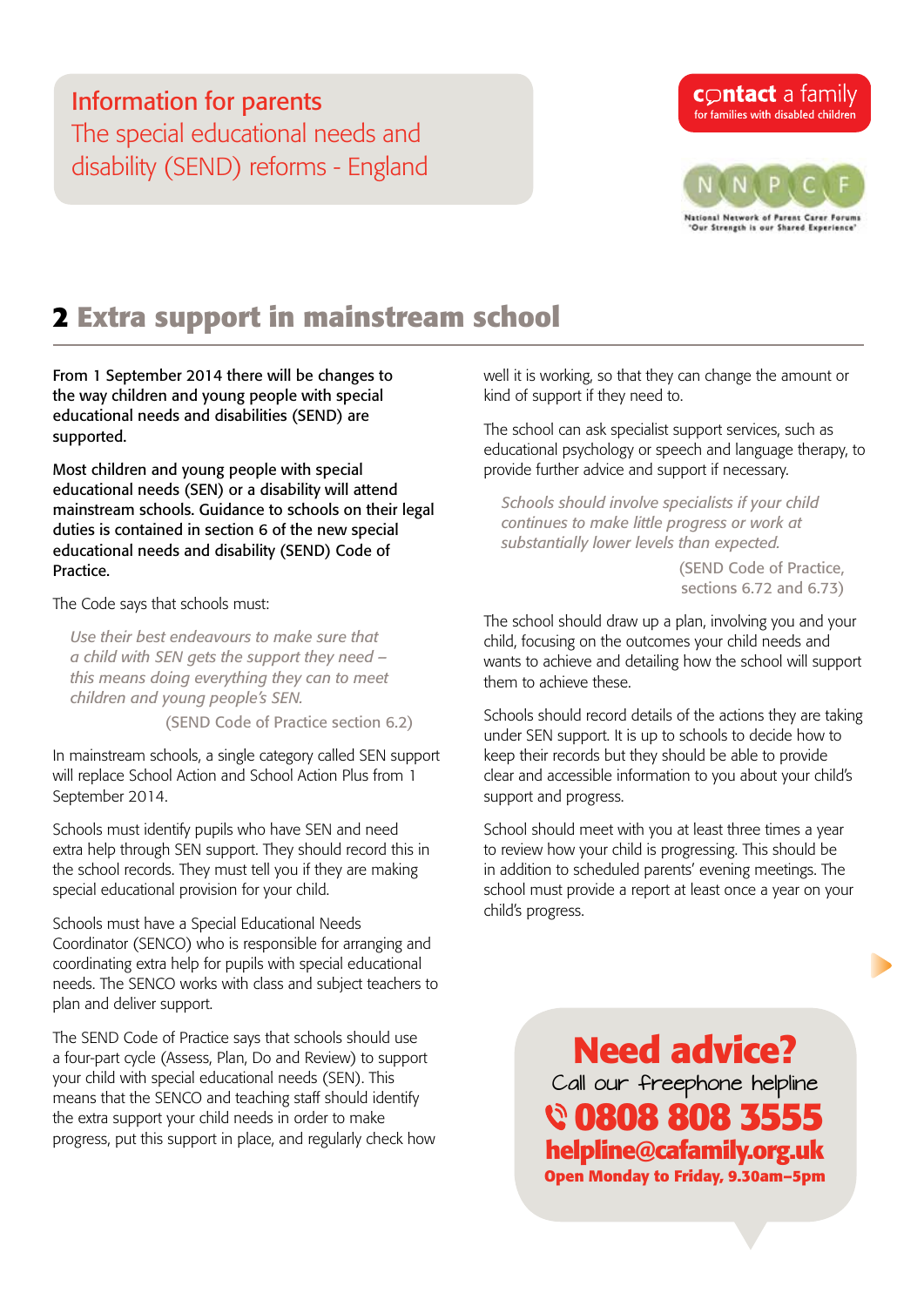Information for parents
The special educational needs and disability (SEND) reforms - England

contact a family
for families with disabled children

NNPCF
National Network of Parent Carer Forums
'Our Strength is our Shared Experience'

# 2 Extra support in mainstream school

**From 1 September 2014 there will be changes to the way children and young people with special educational needs and disabilities (SEND) are supported.**

**Most children and young people with special educational needs (SEN) or a disability will attend mainstream schools. Guidance to schools on their legal duties is contained in section 6 of the new special educational needs and disability (SEND) Code of Practice.**

The Code says that schools must:

> *Use their best endeavours to make sure that a child with SEN gets the support they need – this means doing everything they can to meet children and young people's SEN.*
>
> (SEND Code of Practice section 6.2)

In mainstream schools, a single category called SEN support will replace School Action and School Action Plus from 1 September 2014.

Schools must identify pupils who have SEN and need extra help through SEN support. They should record this in the school records. They must tell you if they are making special educational provision for your child.

Schools must have a Special Educational Needs Coordinator (SENCO) who is responsible for arranging and coordinating extra help for pupils with special educational needs. The SENCO works with class and subject teachers to plan and deliver support.

The SEND Code of Practice says that schools should use a four-part cycle (Assess, Plan, Do and Review) to support your child with special educational needs (SEN). This means that the SENCO and teaching staff should identify the extra support your child needs in order to make progress, put this support in place, and regularly check how well it is working, so that they can change the amount or kind of support if they need to.

The school can ask specialist support services, such as educational psychology or speech and language therapy, to provide further advice and support if necessary.

> *Schools should involve specialists if your child continues to make little progress or work at substantially lower levels than expected.*
>
> (SEND Code of Practice, sections 6.72 and 6.73)

The school should draw up a plan, involving you and your child, focusing on the outcomes your child needs and wants to achieve and detailing how the school will support them to achieve these.

Schools should record details of the actions they are taking under SEN support. It is up to schools to decide how to keep their records but they should be able to provide clear and accessible information to you about your child's support and progress.

School should meet with you at least three times a year to review how your child is progressing. This should be in addition to scheduled parents' evening meetings. The school must provide a report at least once a year on your child's progress.

**Need advice?**
Call our freephone helpline
**0808 808 3555**
**helpline@cafamily.org.uk**
**Open Monday to Friday, 9.30am–5pm**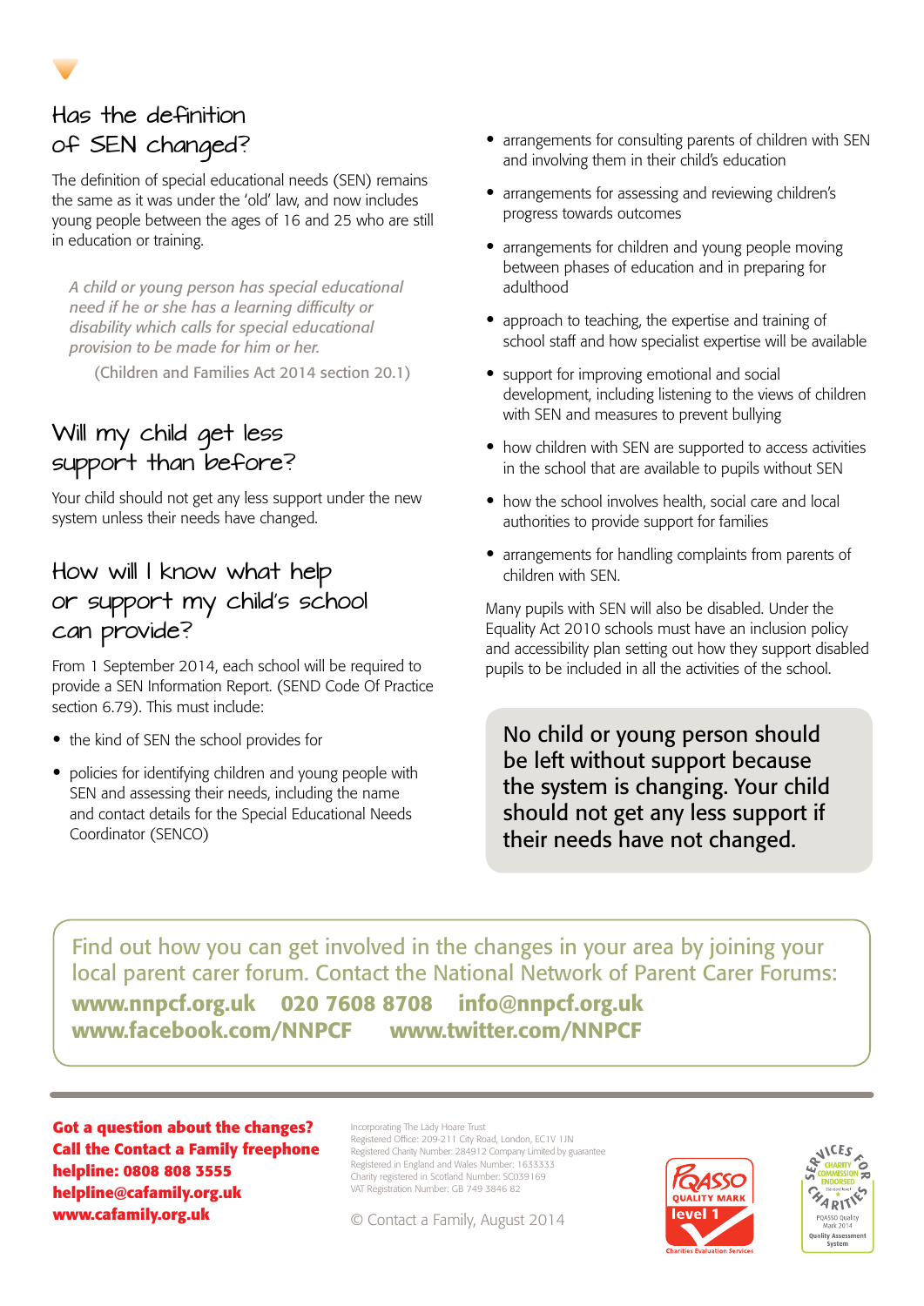## Has the definition of SEN changed?

The definition of special educational needs (SEN) remains the same as it was under the 'old' law, and now includes young people between the ages of 16 and 25 who are still in education or training.

> *A child or young person has special educational need if he or she has a learning difficulty or disability which calls for special educational provision to be made for him or her.*
>
> (Children and Families Act 2014 section 20.1)

## Will my child get less support than before?

Your child should not get any less support under the new system unless their needs have changed.

## How will I know what help or support my child's school can provide?

From 1 September 2014, each school will be required to provide a SEN Information Report. (SEND Code Of Practice section 6.79). This must include:

- the kind of SEN the school provides for
- policies for identifying children and young people with SEN and assessing their needs, including the name and contact details for the Special Educational Needs Coordinator (SENCO)
- arrangements for consulting parents of children with SEN and involving them in their child's education
- arrangements for assessing and reviewing children's progress towards outcomes
- arrangements for children and young people moving between phases of education and in preparing for adulthood
- approach to teaching, the expertise and training of school staff and how specialist expertise will be available
- support for improving emotional and social development, including listening to the views of children with SEN and measures to prevent bullying
- how children with SEN are supported to access activities in the school that are available to pupils without SEN
- how the school involves health, social care and local authorities to provide support for families
- arrangements for handling complaints from parents of children with SEN.

Many pupils with SEN will also be disabled. Under the Equality Act 2010 schools must have an inclusion policy and accessibility plan setting out how they support disabled pupils to be included in all the activities of the school.

**No child or young person should be left without support because the system is changing. Your child should not get any less support if their needs have not changed.**

Find out how you can get involved in the changes in your area by joining your local parent carer forum. Contact the National Network of Parent Carer Forums:

**www.nnpcf.org.uk 020 7608 8708 info@nnpcf.org.uk**
**www.facebook.com/NNPCF www.twitter.com/NNPCF**

**Got a question about the changes?**
**Call the Contact a Family freephone helpline: 0808 808 3555**
**helpline@cafamily.org.uk**
**www.cafamily.org.uk**

Incorporating The Lady Hoare Trust
Registered Office: 209-211 City Road, London, EC1V 1JN
Registered Charity Number: 284912 Company Limited by guarantee
Registered in England and Wales Number: 1633333
Charity registered in Scotland Number: SC039169
VAT Registration Number: GB 749 3846 82

© Contact a Family, August 2014